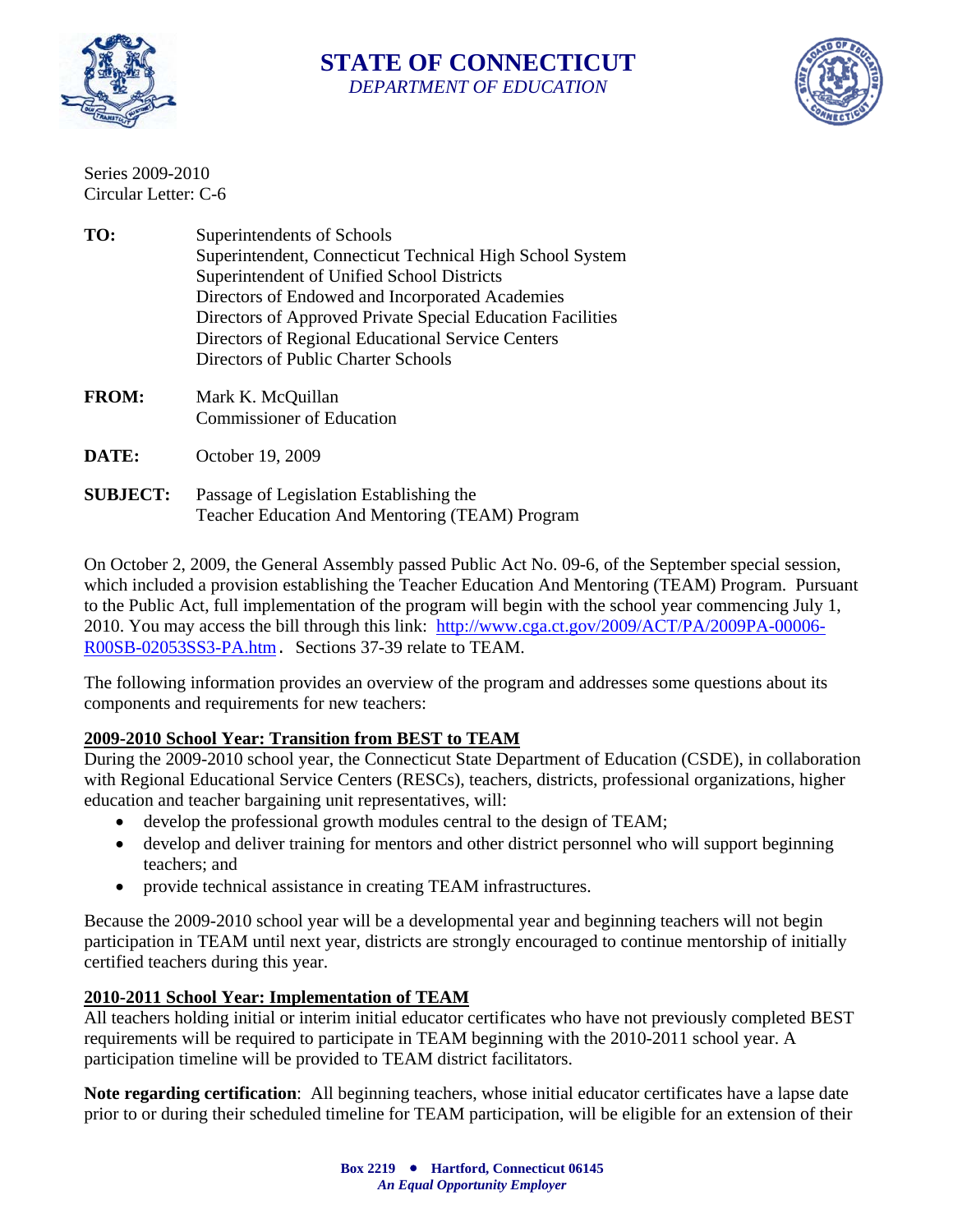# STATE OF CONNECTICUT
*DEPARTMENT OF EDUCATION*

Series 2009-2010
Circular Letter: C-6

**TO:** Superintendents of Schools
Superintendent, Connecticut Technical High School System
Superintendent of Unified School Districts
Directors of Endowed and Incorporated Academies
Directors of Approved Private Special Education Facilities
Directors of Regional Educational Service Centers
Directors of Public Charter Schools

**FROM:** Mark K. McQuillan
Commissioner of Education

**DATE:** October 19, 2009

**SUBJECT:** Passage of Legislation Establishing the
Teacher Education And Mentoring (TEAM) Program

On October 2, 2009, the General Assembly passed Public Act No. 09-6, of the September special session, which included a provision establishing the Teacher Education And Mentoring (TEAM) Program. Pursuant to the Public Act, full implementation of the program will begin with the school year commencing July 1, 2010. You may access the bill through this link: [http://www.cga.ct.gov/2009/ACT/PA/2009PA-00006-R00SB-02053SS3-PA.htm](http://www.cga.ct.gov/2009/ACT/PA/2009PA-00006-R00SB-02053SS3-PA.htm). Sections 37-39 relate to TEAM.

The following information provides an overview of the program and addresses some questions about its components and requirements for new teachers:

**2009-2010 School Year: Transition from BEST to TEAM**

During the 2009-2010 school year, the Connecticut State Department of Education (CSDE), in collaboration with Regional Educational Service Centers (RESCs), teachers, districts, professional organizations, higher education and teacher bargaining unit representatives, will:

- develop the professional growth modules central to the design of TEAM;
- develop and deliver training for mentors and other district personnel who will support beginning teachers; and
- provide technical assistance in creating TEAM infrastructures.

Because the 2009-2010 school year will be a developmental year and beginning teachers will not begin participation in TEAM until next year, districts are strongly encouraged to continue mentorship of initially certified teachers during this year.

**2010-2011 School Year: Implementation of TEAM**

All teachers holding initial or interim initial educator certificates who have not previously completed BEST requirements will be required to participate in TEAM beginning with the 2010-2011 school year. A participation timeline will be provided to TEAM district facilitators.

**Note regarding certification**: All beginning teachers, whose initial educator certificates have a lapse date prior to or during their scheduled timeline for TEAM participation, will be eligible for an extension of their

Box 2219 • Hartford, Connecticut 06145
*An Equal Opportunity Employer*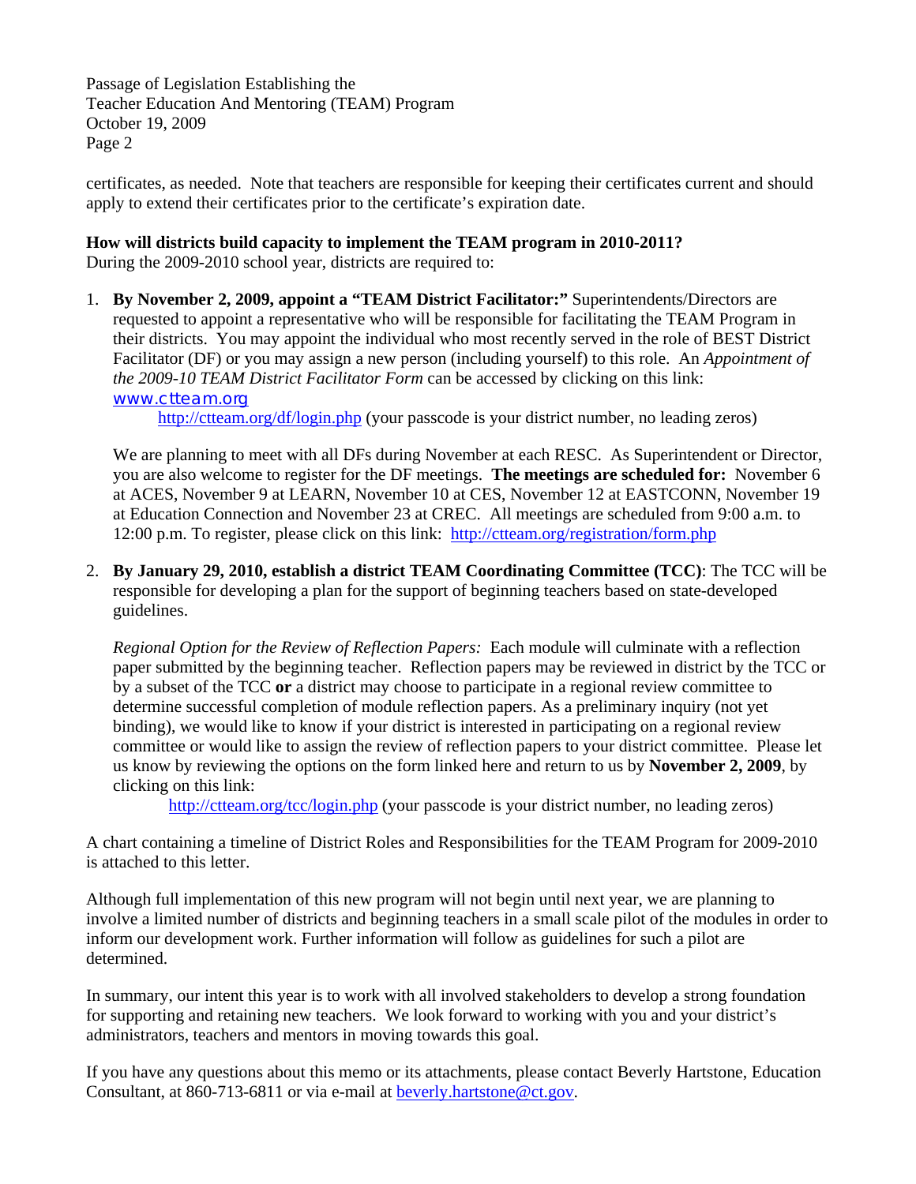certificates, as needed. Note that teachers are responsible for keeping their certificates current and should apply to extend their certificates prior to the certificate's expiration date.

**How will districts build capacity to implement the TEAM program in 2010-2011?**
During the 2009-2010 school year, districts are required to:

1. **By November 2, 2009, appoint a "TEAM District Facilitator:"** Superintendents/Directors are requested to appoint a representative who will be responsible for facilitating the TEAM Program in their districts. You may appoint the individual who most recently served in the role of BEST District Facilitator (DF) or you may assign a new person (including yourself) to this role. An *Appointment of the 2009-10 TEAM District Facilitator Form* can be accessed by clicking on this link: www.ctteam.org
   http://ctteam.org/df/login.php (your passcode is your district number, no leading zeros)

   We are planning to meet with all DFs during November at each RESC. As Superintendent or Director, you are also welcome to register for the DF meetings. **The meetings are scheduled for:** November 6 at ACES, November 9 at LEARN, November 10 at CES, November 12 at EASTCONN, November 19 at Education Connection and November 23 at CREC. All meetings are scheduled from 9:00 a.m. to 12:00 p.m. To register, please click on this link: http://ctteam.org/registration/form.php

2. **By January 29, 2010, establish a district TEAM Coordinating Committee (TCC)**: The TCC will be responsible for developing a plan for the support of beginning teachers based on state-developed guidelines.

   *Regional Option for the Review of Reflection Papers:* Each module will culminate with a reflection paper submitted by the beginning teacher. Reflection papers may be reviewed in district by the TCC or by a subset of the TCC **or** a district may choose to participate in a regional review committee to determine successful completion of module reflection papers. As a preliminary inquiry (not yet binding), we would like to know if your district is interested in participating on a regional review committee or would like to assign the review of reflection papers to your district committee. Please let us know by reviewing the options on the form linked here and return to us by **November 2, 2009**, by clicking on this link:
   http://ctteam.org/tcc/login.php (your passcode is your district number, no leading zeros)

A chart containing a timeline of District Roles and Responsibilities for the TEAM Program for 2009-2010 is attached to this letter.

Although full implementation of this new program will not begin until next year, we are planning to involve a limited number of districts and beginning teachers in a small scale pilot of the modules in order to inform our development work. Further information will follow as guidelines for such a pilot are determined.

In summary, our intent this year is to work with all involved stakeholders to develop a strong foundation for supporting and retaining new teachers. We look forward to working with you and your district's administrators, teachers and mentors in moving towards this goal.

If you have any questions about this memo or its attachments, please contact Beverly Hartstone, Education Consultant, at 860-713-6811 or via e-mail at beverly.hartstone@ct.gov.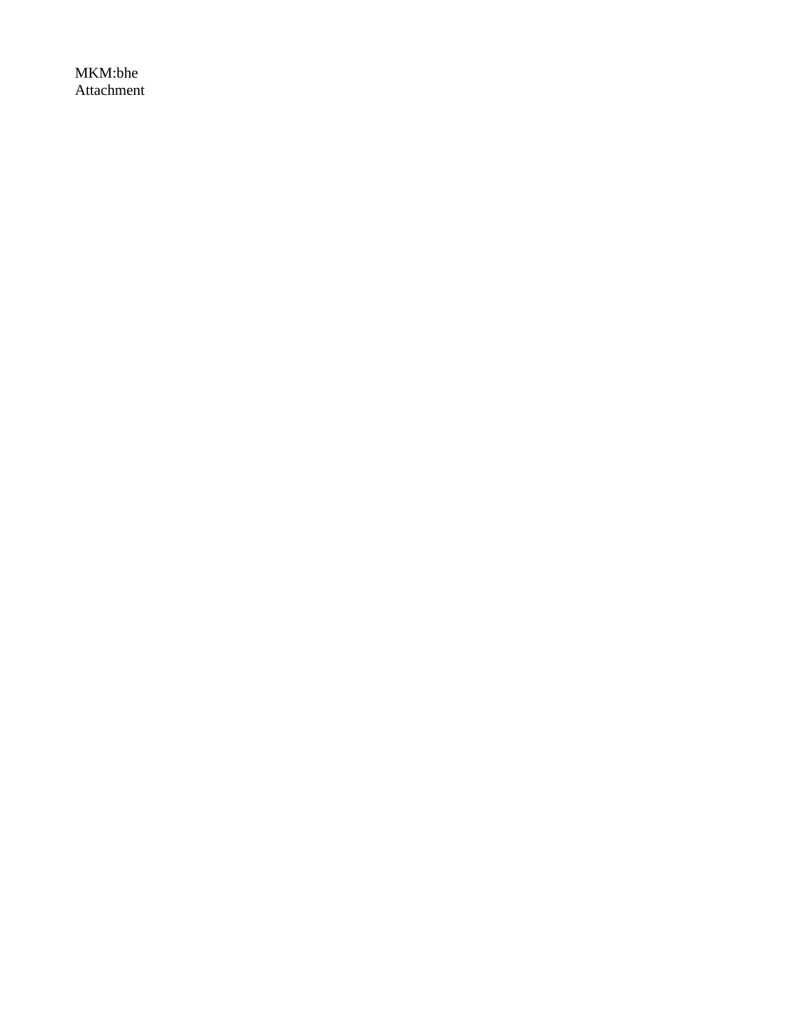MKM:bhe
Attachment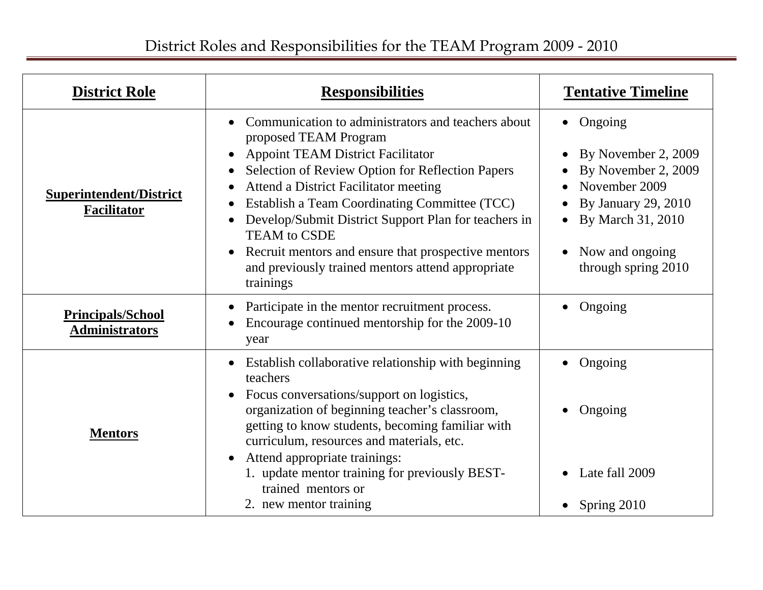# District Roles and Responsibilities for the TEAM Program 2009 - 2010

| **District Role** | **Responsibilities** | **Tentative Timeline** |
|---|---|---|
| **Superintendent/District Facilitator** | • Communication to administrators and teachers about proposed TEAM Program<br>• Appoint TEAM District Facilitator<br>• Selection of Review Option for Reflection Papers<br>• Attend a District Facilitator meeting<br>• Establish a Team Coordinating Committee (TCC)<br>• Develop/Submit District Support Plan for teachers in TEAM to CSDE<br>• Recruit mentors and ensure that prospective mentors and previously trained mentors attend appropriate trainings | • Ongoing<br>• By November 2, 2009<br>• By November 2, 2009<br>• November 2009<br>• By January 29, 2010<br>• By March 31, 2010<br>• Now and ongoing through spring 2010 |
| **Principals/School Administrators** | • Participate in the mentor recruitment process.<br>• Encourage continued mentorship for the 2009-10 year | • Ongoing |
| **Mentors** | • Establish collaborative relationship with beginning teachers<br>• Focus conversations/support on logistics, organization of beginning teacher's classroom, getting to know students, becoming familiar with curriculum, resources and materials, etc.<br>• Attend appropriate trainings:<br>1. update mentor training for previously BEST-trained mentors or<br>2. new mentor training | • Ongoing<br>• Ongoing<br>• Late fall 2009<br>• Spring 2010 |